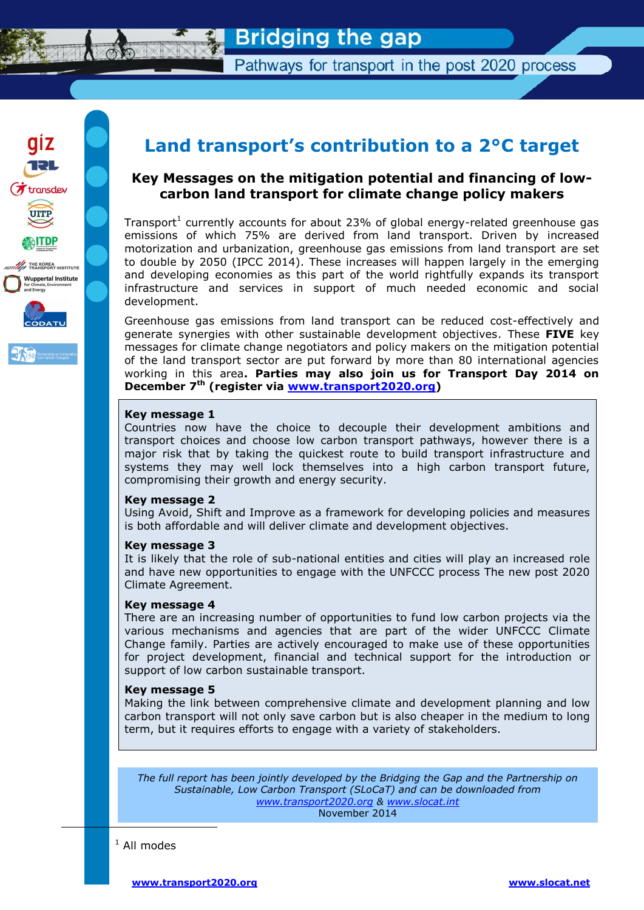# Bridging the gap

## Pathways for transport in the post 2020 process

# Land transport's contribution to a 2°C target

## Key Messages on the mitigation potential and financing of low-carbon land transport for climate change policy makers

Transport[1] currently accounts for about 23% of global energy-related greenhouse gas emissions of which 75% are derived from land transport. Driven by increased motorization and urbanization, greenhouse gas emissions from land transport are set to double by 2050 (IPCC 2014). These increases will happen largely in the emerging and developing economies as this part of the world rightfully expands its transport infrastructure and services in support of much needed economic and social development.

Greenhouse gas emissions from land transport can be reduced cost-effectively and generate synergies with other sustainable development objectives. These **FIVE** key messages for climate change negotiators and policy makers on the mitigation potential of the land transport sector are put forward by more than 80 international agencies working in this area**. Parties may also join us for Transport Day 2014 on December 7th (register via [www.transport2020.org](http://www.transport2020.org))**

**Key message 1**
Countries now have the choice to decouple their development ambitions and transport choices and choose low carbon transport pathways, however there is a major risk that by taking the quickest route to build transport infrastructure and systems they may well lock themselves into a high carbon transport future, compromising their growth and energy security.

**Key message 2**
Using Avoid, Shift and Improve as a framework for developing policies and measures is both affordable and will deliver climate and development objectives.

**Key message 3**
It is likely that the role of sub-national entities and cities will play an increased role and have new opportunities to engage with the UNFCCC process The new post 2020 Climate Agreement.

**Key message 4**
There are an increasing number of opportunities to fund low carbon projects via the various mechanisms and agencies that are part of the wider UNFCCC Climate Change family. Parties are actively encouraged to make use of these opportunities for project development, financial and technical support for the introduction or support of low carbon sustainable transport.

**Key message 5**
Making the link between comprehensive climate and development planning and low carbon transport will not only save carbon but is also cheaper in the medium to long term, but it requires efforts to engage with a variety of stakeholders.

*The full report has been jointly developed by the Bridging the Gap and the Partnership on Sustainable, Low Carbon Transport (SLoCaT) and can be downloaded from [www.transport2020.org](http://www.transport2020.org) & [www.slocat.int](http://www.slocat.int)*
November 2014

[1] All modes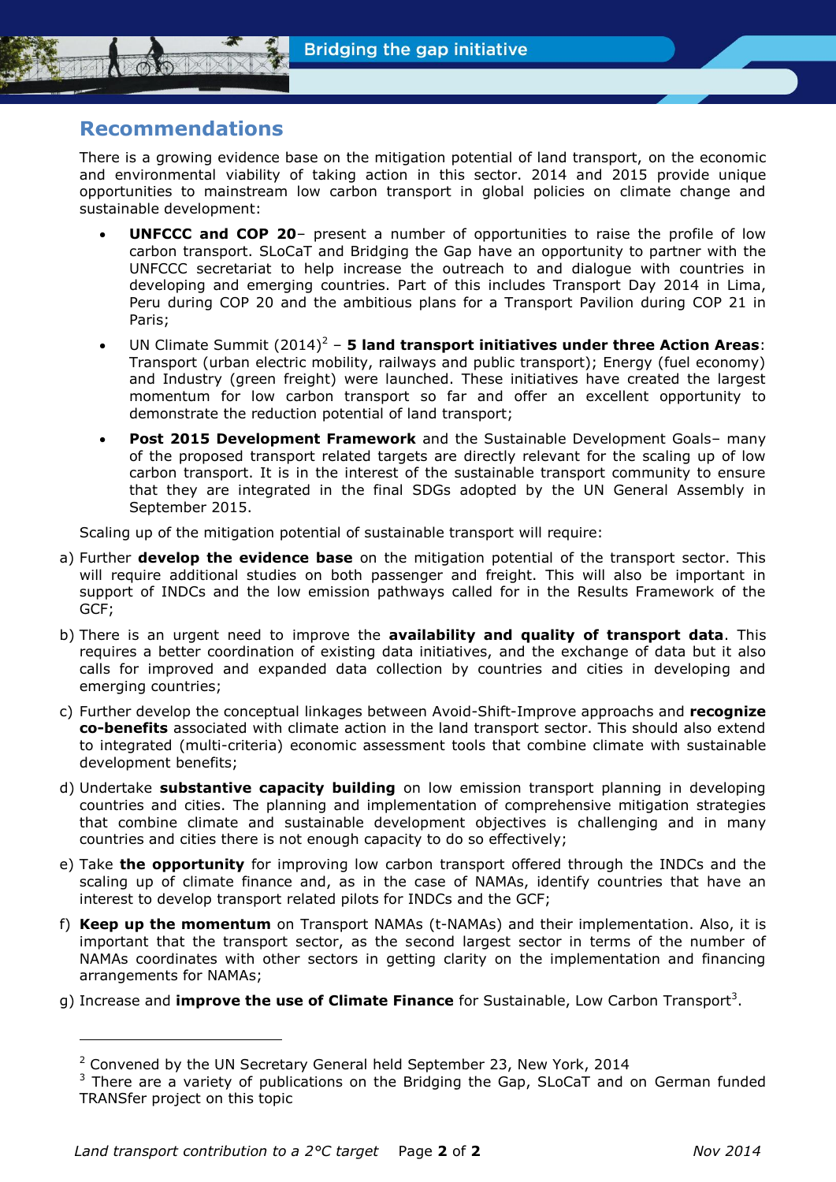## Recommendations

There is a growing evidence base on the mitigation potential of land transport, on the economic and environmental viability of taking action in this sector. 2014 and 2015 provide unique opportunities to mainstream low carbon transport in global policies on climate change and sustainable development:

- **UNFCCC and COP 20**– present a number of opportunities to raise the profile of low carbon transport. SLoCaT and Bridging the Gap have an opportunity to partner with the UNFCCC secretariat to help increase the outreach to and dialogue with countries in developing and emerging countries. Part of this includes Transport Day 2014 in Lima, Peru during COP 20 and the ambitious plans for a Transport Pavilion during COP 21 in Paris;
- UN Climate Summit (2014)[2] – **5 land transport initiatives under three Action Areas**: Transport (urban electric mobility, railways and public transport); Energy (fuel economy) and Industry (green freight) were launched. These initiatives have created the largest momentum for low carbon transport so far and offer an excellent opportunity to demonstrate the reduction potential of land transport;
- **Post 2015 Development Framework** and the Sustainable Development Goals– many of the proposed transport related targets are directly relevant for the scaling up of low carbon transport. It is in the interest of the sustainable transport community to ensure that they are integrated in the final SDGs adopted by the UN General Assembly in September 2015.

Scaling up of the mitigation potential of sustainable transport will require:

a) Further **develop the evidence base** on the mitigation potential of the transport sector. This will require additional studies on both passenger and freight. This will also be important in support of INDCs and the low emission pathways called for in the Results Framework of the GCF;

b) There is an urgent need to improve the **availability and quality of transport data**. This requires a better coordination of existing data initiatives, and the exchange of data but it also calls for improved and expanded data collection by countries and cities in developing and emerging countries;

c) Further develop the conceptual linkages between Avoid-Shift-Improve approachs and **recognize co-benefits** associated with climate action in the land transport sector. This should also extend to integrated (multi-criteria) economic assessment tools that combine climate with sustainable development benefits;

d) Undertake **substantive capacity building** on low emission transport planning in developing countries and cities. The planning and implementation of comprehensive mitigation strategies that combine climate and sustainable development objectives is challenging and in many countries and cities there is not enough capacity to do so effectively;

e) Take **the opportunity** for improving low carbon transport offered through the INDCs and the scaling up of climate finance and, as in the case of NAMAs, identify countries that have an interest to develop transport related pilots for INDCs and the GCF;

f) **Keep up the momentum** on Transport NAMAs (t-NAMAs) and their implementation. Also, it is important that the transport sector, as the second largest sector in terms of the number of NAMAs coordinates with other sectors in getting clarity on the implementation and financing arrangements for NAMAs;

g) Increase and **improve the use of Climate Finance** for Sustainable, Low Carbon Transport[3].

---

[2] Convened by the UN Secretary General held September 23, New York, 2014

[3] There are a variety of publications on the Bridging the Gap, SLoCaT and on German funded TRANSfer project on this topic